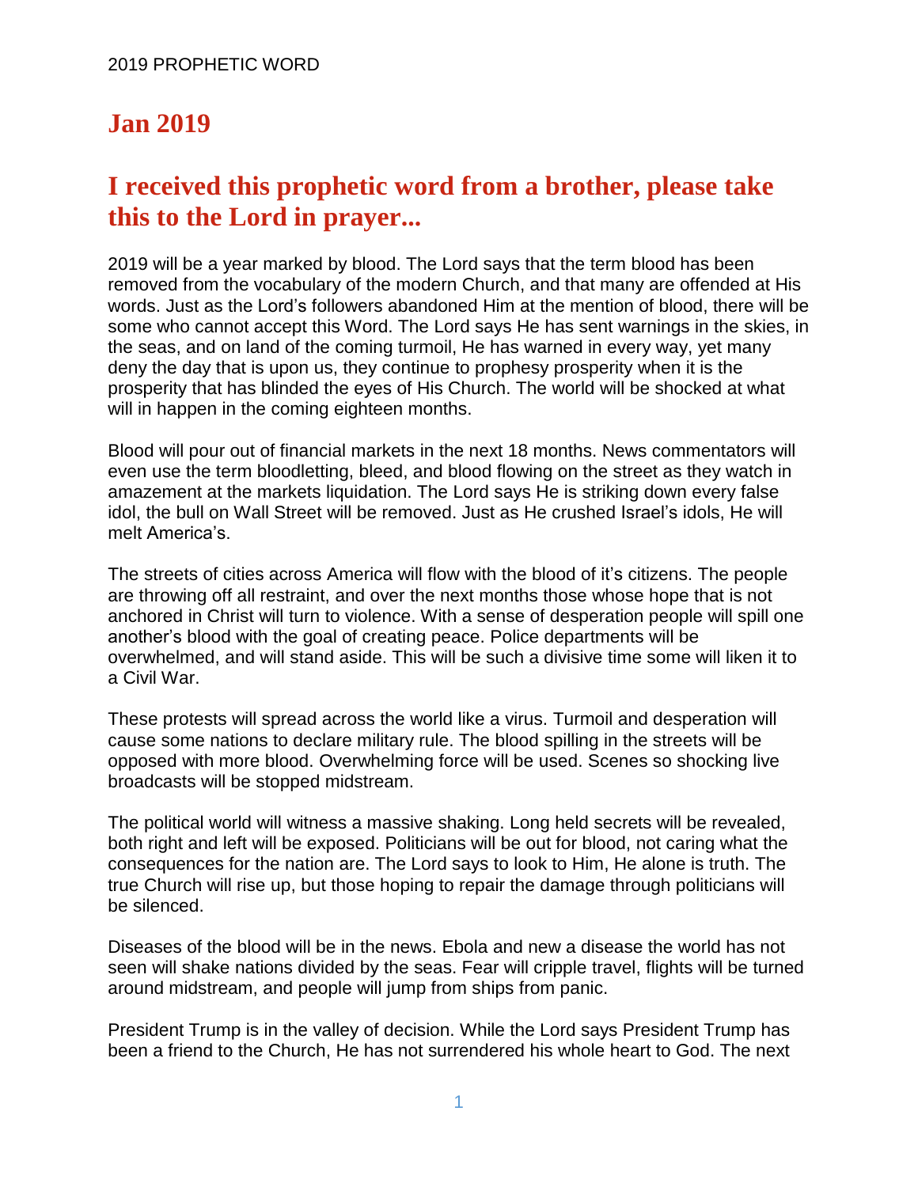2019 PROPHETIC WORD

## Jan 2019

## I received this prophetic word from a brother, please take this to the Lord in prayer...

2019 will be a year marked by blood. The Lord says that the term blood has been removed from the vocabulary of the modern Church, and that many are offended at His words. Just as the Lord's followers abandoned Him at the mention of blood, there will be some who cannot accept this Word. The Lord says He has sent warnings in the skies, in the seas, and on land of the coming turmoil, He has warned in every way, yet many deny the day that is upon us, they continue to prophesy prosperity when it is the prosperity that has blinded the eyes of His Church. The world will be shocked at what will in happen in the coming eighteen months.

Blood will pour out of financial markets in the next 18 months. News commentators will even use the term bloodletting, bleed, and blood flowing on the street as they watch in amazement at the markets liquidation. The Lord says He is striking down every false idol, the bull on Wall Street will be removed. Just as He crushed Israel's idols, He will melt America's.

The streets of cities across America will flow with the blood of it's citizens. The people are throwing off all restraint, and over the next months those whose hope that is not anchored in Christ will turn to violence. With a sense of desperation people will spill one another's blood with the goal of creating peace. Police departments will be overwhelmed, and will stand aside. This will be such a divisive time some will liken it to a Civil War.

These protests will spread across the world like a virus. Turmoil and desperation will cause some nations to declare military rule. The blood spilling in the streets will be opposed with more blood. Overwhelming force will be used. Scenes so shocking live broadcasts will be stopped midstream.

The political world will witness a massive shaking. Long held secrets will be revealed, both right and left will be exposed. Politicians will be out for blood, not caring what the consequences for the nation are. The Lord says to look to Him, He alone is truth. The true Church will rise up, but those hoping to repair the damage through politicians will be silenced.

Diseases of the blood will be in the news. Ebola and new a disease the world has not seen will shake nations divided by the seas. Fear will cripple travel, flights will be turned around midstream, and people will jump from ships from panic.

President Trump is in the valley of decision. While the Lord says President Trump has been a friend to the Church, He has not surrendered his whole heart to God. The next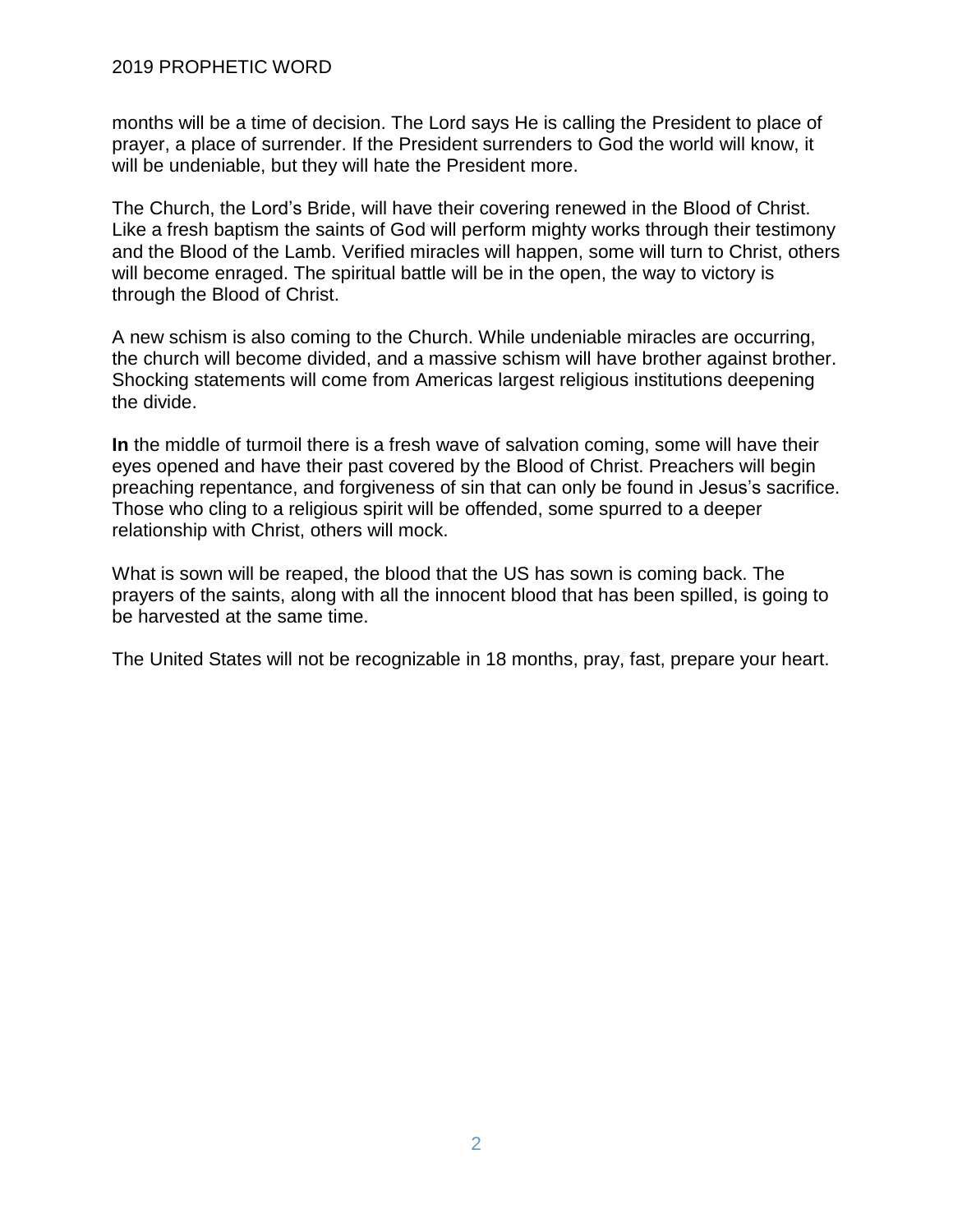months will be a time of decision. The Lord says He is calling the President to place of prayer, a place of surrender. If the President surrenders to God the world will know, it will be undeniable, but they will hate the President more.

The Church, the Lord's Bride, will have their covering renewed in the Blood of Christ. Like a fresh baptism the saints of God will perform mighty works through their testimony and the Blood of the Lamb. Verified miracles will happen, some will turn to Christ, others will become enraged. The spiritual battle will be in the open, the way to victory is through the Blood of Christ.

A new schism is also coming to the Church. While undeniable miracles are occurring, the church will become divided, and a massive schism will have brother against brother. Shocking statements will come from Americas largest religious institutions deepening the divide.

**In** the middle of turmoil there is a fresh wave of salvation coming, some will have their eyes opened and have their past covered by the Blood of Christ. Preachers will begin preaching repentance, and forgiveness of sin that can only be found in Jesus's sacrifice. Those who cling to a religious spirit will be offended, some spurred to a deeper relationship with Christ, others will mock.

What is sown will be reaped, the blood that the US has sown is coming back. The prayers of the saints, along with all the innocent blood that has been spilled, is going to be harvested at the same time.

The United States will not be recognizable in 18 months, pray, fast, prepare your heart.